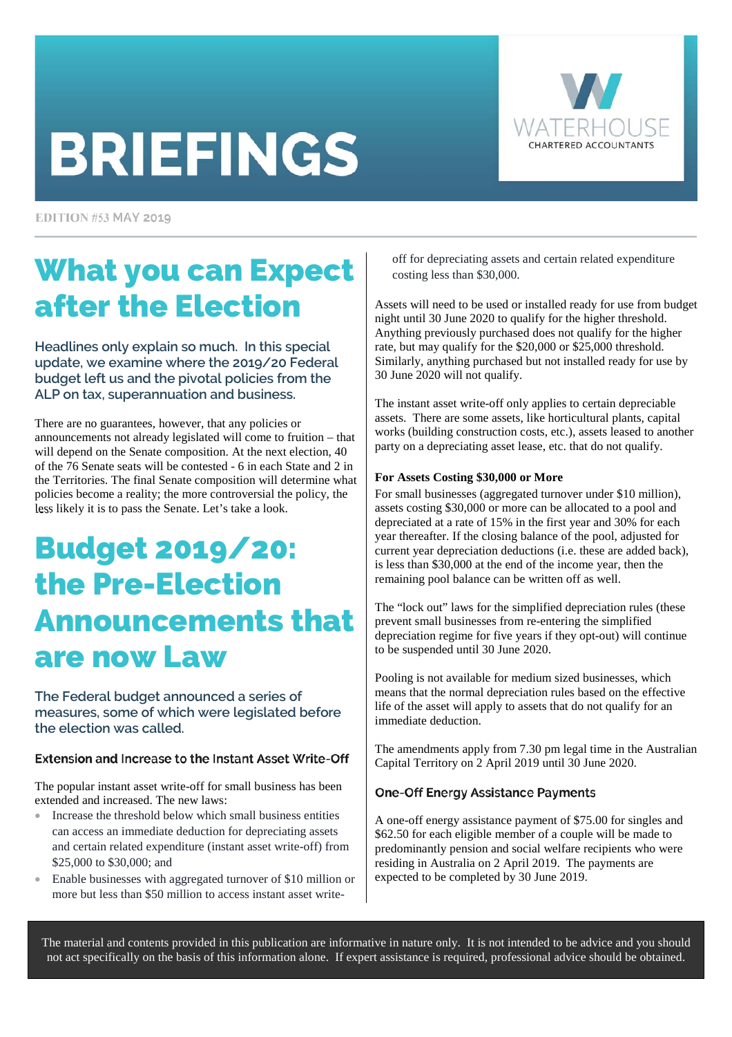# BRIEFINGS

WATERHOUSE
CHARTERED ACCOUNTANTS

EDITION #53 MAY 2019

## What you can Expect after the Election

**Headlines only explain so much. In this special update, we examine where the 2019/20 Federal budget left us and the pivotal policies from the ALP on tax, superannuation and business.**

There are no guarantees, however, that any policies or announcements not already legislated will come to fruition – that will depend on the Senate composition. At the next election, 40 of the 76 Senate seats will be contested - 6 in each State and 2 in the Territories. The final Senate composition will determine what policies become a reality; the more controversial the policy, the less likely it is to pass the Senate. Let's take a look.

## Budget 2019/20: the Pre-Election Announcements that are now Law

**The Federal budget announced a series of measures, some of which were legislated before the election was called.**

### Extension and Increase to the Instant Asset Write-Off

The popular instant asset write-off for small business has been extended and increased. The new laws:

- Increase the threshold below which small business entities can access an immediate deduction for depreciating assets and certain related expenditure (instant asset write-off) from $25,000 to $30,000; and
- Enable businesses with aggregated turnover of $10 million or more but less than $50 million to access instant asset write-off for depreciating assets and certain related expenditure costing less than $30,000.

Assets will need to be used or installed ready for use from budget night until 30 June 2020 to qualify for the higher threshold. Anything previously purchased does not qualify for the higher rate, but may qualify for the $20,000 or $25,000 threshold. Similarly, anything purchased but not installed ready for use by 30 June 2020 will not qualify.

The instant asset write-off only applies to certain depreciable assets. There are some assets, like horticultural plants, capital works (building construction costs, etc.), assets leased to another party on a depreciating asset lease, etc. that do not qualify.

#### For Assets Costing $30,000 or More

For small businesses (aggregated turnover under $10 million), assets costing $30,000 or more can be allocated to a pool and depreciated at a rate of 15% in the first year and 30% for each year thereafter. If the closing balance of the pool, adjusted for current year depreciation deductions (i.e. these are added back), is less than $30,000 at the end of the income year, then the remaining pool balance can be written off as well.

The "lock out" laws for the simplified depreciation rules (these prevent small businesses from re-entering the simplified depreciation regime for five years if they opt-out) will continue to be suspended until 30 June 2020.

Pooling is not available for medium sized businesses, which means that the normal depreciation rules based on the effective life of the asset will apply to assets that do not qualify for an immediate deduction.

The amendments apply from 7.30 pm legal time in the Australian Capital Territory on 2 April 2019 until 30 June 2020.

### One-Off Energy Assistance Payments

A one-off energy assistance payment of $75.00 for singles and $62.50 for each eligible member of a couple will be made to predominantly pension and social welfare recipients who were residing in Australia on 2 April 2019. The payments are expected to be completed by 30 June 2019.

The material and contents provided in this publication are informative in nature only. It is not intended to be advice and you should not act specifically on the basis of this information alone. If expert assistance is required, professional advice should be obtained.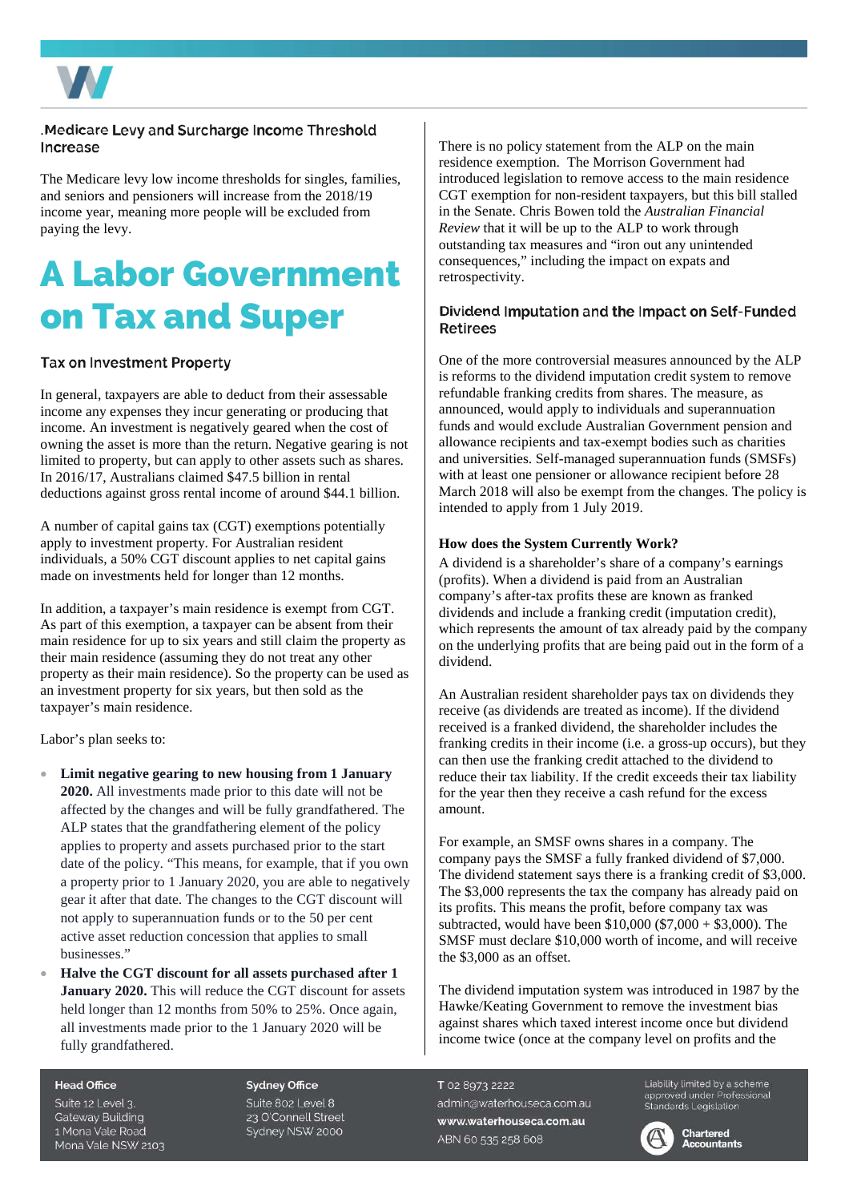### .Medicare Levy and Surcharge Income Threshold Increase

The Medicare levy low income thresholds for singles, families, and seniors and pensioners will increase from the 2018/19 income year, meaning more people will be excluded from paying the levy.

# A Labor Government on Tax and Super

### Tax on Investment Property

In general, taxpayers are able to deduct from their assessable income any expenses they incur generating or producing that income. An investment is negatively geared when the cost of owning the asset is more than the return. Negative gearing is not limited to property, but can apply to other assets such as shares. In 2016/17, Australians claimed $47.5 billion in rental deductions against gross rental income of around $44.1 billion.

A number of capital gains tax (CGT) exemptions potentially apply to investment property. For Australian resident individuals, a 50% CGT discount applies to net capital gains made on investments held for longer than 12 months.

In addition, a taxpayer's main residence is exempt from CGT. As part of this exemption, a taxpayer can be absent from their main residence for up to six years and still claim the property as their main residence (assuming they do not treat any other property as their main residence). So the property can be used as an investment property for six years, but then sold as the taxpayer's main residence.

Labor's plan seeks to:

- **Limit negative gearing to new housing from 1 January 2020.** All investments made prior to this date will not be affected by the changes and will be fully grandfathered. The ALP states that the grandfathering element of the policy applies to property and assets purchased prior to the start date of the policy. "This means, for example, that if you own a property prior to 1 January 2020, you are able to negatively gear it after that date. The changes to the CGT discount will not apply to superannuation funds or to the 50 per cent active asset reduction concession that applies to small businesses."
- **Halve the CGT discount for all assets purchased after 1 January 2020.** This will reduce the CGT discount for assets held longer than 12 months from 50% to 25%. Once again, all investments made prior to the 1 January 2020 will be fully grandfathered.

There is no policy statement from the ALP on the main residence exemption. The Morrison Government had introduced legislation to remove access to the main residence CGT exemption for non-resident taxpayers, but this bill stalled in the Senate. Chris Bowen told the *Australian Financial Review* that it will be up to the ALP to work through outstanding tax measures and "iron out any unintended consequences," including the impact on expats and retrospectivity.

### Dividend Imputation and the Impact on Self-Funded Retirees

One of the more controversial measures announced by the ALP is reforms to the dividend imputation credit system to remove refundable franking credits from shares. The measure, as announced, would apply to individuals and superannuation funds and would exclude Australian Government pension and allowance recipients and tax-exempt bodies such as charities and universities. Self-managed superannuation funds (SMSFs) with at least one pensioner or allowance recipient before 28 March 2018 will also be exempt from the changes. The policy is intended to apply from 1 July 2019.

**How does the System Currently Work?**

A dividend is a shareholder's share of a company's earnings (profits). When a dividend is paid from an Australian company's after-tax profits these are known as franked dividends and include a franking credit (imputation credit), which represents the amount of tax already paid by the company on the underlying profits that are being paid out in the form of a dividend.

An Australian resident shareholder pays tax on dividends they receive (as dividends are treated as income). If the dividend received is a franked dividend, the shareholder includes the franking credits in their income (i.e. a gross-up occurs), but they can then use the franking credit attached to the dividend to reduce their tax liability. If the credit exceeds their tax liability for the year then they receive a cash refund for the excess amount.

For example, an SMSF owns shares in a company. The company pays the SMSF a fully franked dividend of $7,000. The dividend statement says there is a franking credit of $3,000. The $3,000 represents the tax the company has already paid on its profits. This means the profit, before company tax was subtracted, would have been $10,000 ($7,000 + $3,000). The SMSF must declare $10,000 worth of income, and will receive the $3,000 as an offset.

The dividend imputation system was introduced in 1987 by the Hawke/Keating Government to remove the investment bias against shares which taxed interest income once but dividend income twice (once at the company level on profits and the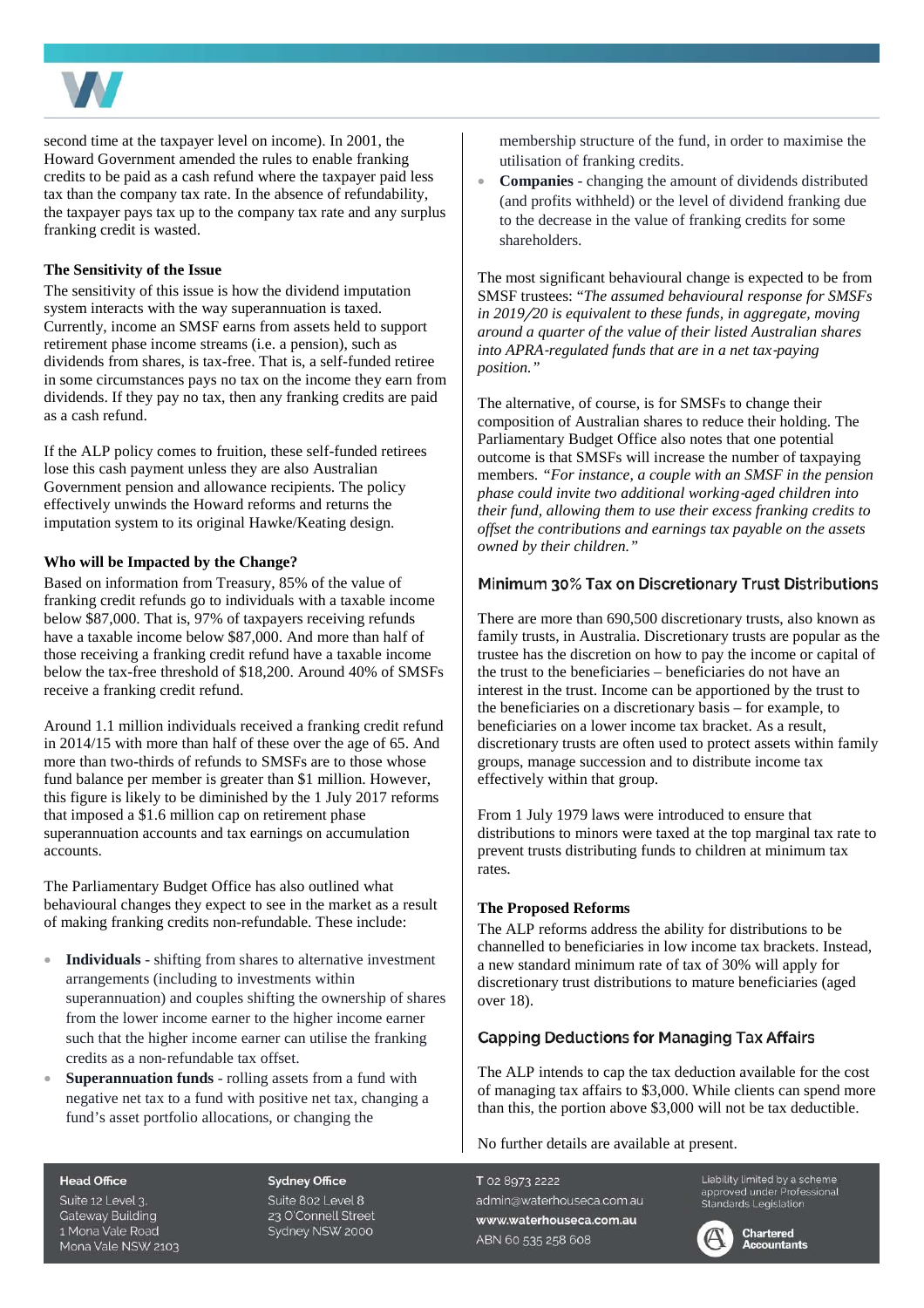second time at the taxpayer level on income). In 2001, the Howard Government amended the rules to enable franking credits to be paid as a cash refund where the taxpayer paid less tax than the company tax rate. In the absence of refundability, the taxpayer pays tax up to the company tax rate and any surplus franking credit is wasted.

**The Sensitivity of the Issue**

The sensitivity of this issue is how the dividend imputation system interacts with the way superannuation is taxed. Currently, income an SMSF earns from assets held to support retirement phase income streams (i.e. a pension), such as dividends from shares, is tax-free. That is, a self-funded retiree in some circumstances pays no tax on the income they earn from dividends. If they pay no tax, then any franking credits are paid as a cash refund.

If the ALP policy comes to fruition, these self-funded retirees lose this cash payment unless they are also Australian Government pension and allowance recipients. The policy effectively unwinds the Howard reforms and returns the imputation system to its original Hawke/Keating design.

**Who will be Impacted by the Change?**

Based on information from Treasury, 85% of the value of franking credit refunds go to individuals with a taxable income below $87,000. That is, 97% of taxpayers receiving refunds have a taxable income below $87,000. And more than half of those receiving a franking credit refund have a taxable income below the tax-free threshold of $18,200. Around 40% of SMSFs receive a franking credit refund.

Around 1.1 million individuals received a franking credit refund in 2014/15 with more than half of these over the age of 65. And more than two-thirds of refunds to SMSFs are to those whose fund balance per member is greater than $1 million. However, this figure is likely to be diminished by the 1 July 2017 reforms that imposed a $1.6 million cap on retirement phase superannuation accounts and tax earnings on accumulation accounts.

The Parliamentary Budget Office has also outlined what behavioural changes they expect to see in the market as a result of making franking credits non-refundable. These include:

- **Individuals** - shifting from shares to alternative investment arrangements (including to investments within superannuation) and couples shifting the ownership of shares from the lower income earner to the higher income earner such that the higher income earner can utilise the franking credits as a non-refundable tax offset.
- **Superannuation funds** - rolling assets from a fund with negative net tax to a fund with positive net tax, changing a fund's asset portfolio allocations, or changing the membership structure of the fund, in order to maximise the utilisation of franking credits.
- **Companies** - changing the amount of dividends distributed (and profits withheld) or the level of dividend franking due to the decrease in the value of franking credits for some shareholders.

The most significant behavioural change is expected to be from SMSF trustees: "*The assumed behavioural response for SMSFs in 2019/20 is equivalent to these funds, in aggregate, moving around a quarter of the value of their listed Australian shares into APRA-regulated funds that are in a net tax-paying position.*"

The alternative, of course, is for SMSFs to change their composition of Australian shares to reduce their holding. The Parliamentary Budget Office also notes that one potential outcome is that SMSFs will increase the number of taxpaying members. "*For instance, a couple with an SMSF in the pension phase could invite two additional working-aged children into their fund, allowing them to use their excess franking credits to offset the contributions and earnings tax payable on the assets owned by their children.*"

## Minimum 30% Tax on Discretionary Trust Distributions

There are more than 690,500 discretionary trusts, also known as family trusts, in Australia. Discretionary trusts are popular as the trustee has the discretion on how to pay the income or capital of the trust to the beneficiaries – beneficiaries do not have an interest in the trust. Income can be apportioned by the trust to the beneficiaries on a discretionary basis – for example, to beneficiaries on a lower income tax bracket. As a result, discretionary trusts are often used to protect assets within family groups, manage succession and to distribute income tax effectively within that group.

From 1 July 1979 laws were introduced to ensure that distributions to minors were taxed at the top marginal tax rate to prevent trusts distributing funds to children at minimum tax rates.

**The Proposed Reforms**

The ALP reforms address the ability for distributions to be channelled to beneficiaries in low income tax brackets. Instead, a new standard minimum rate of tax of 30% will apply for discretionary trust distributions to mature beneficiaries (aged over 18).

## Capping Deductions for Managing Tax Affairs

The ALP intends to cap the tax deduction available for the cost of managing tax affairs to $3,000. While clients can spend more than this, the portion above $3,000 will not be tax deductible.

No further details are available at present.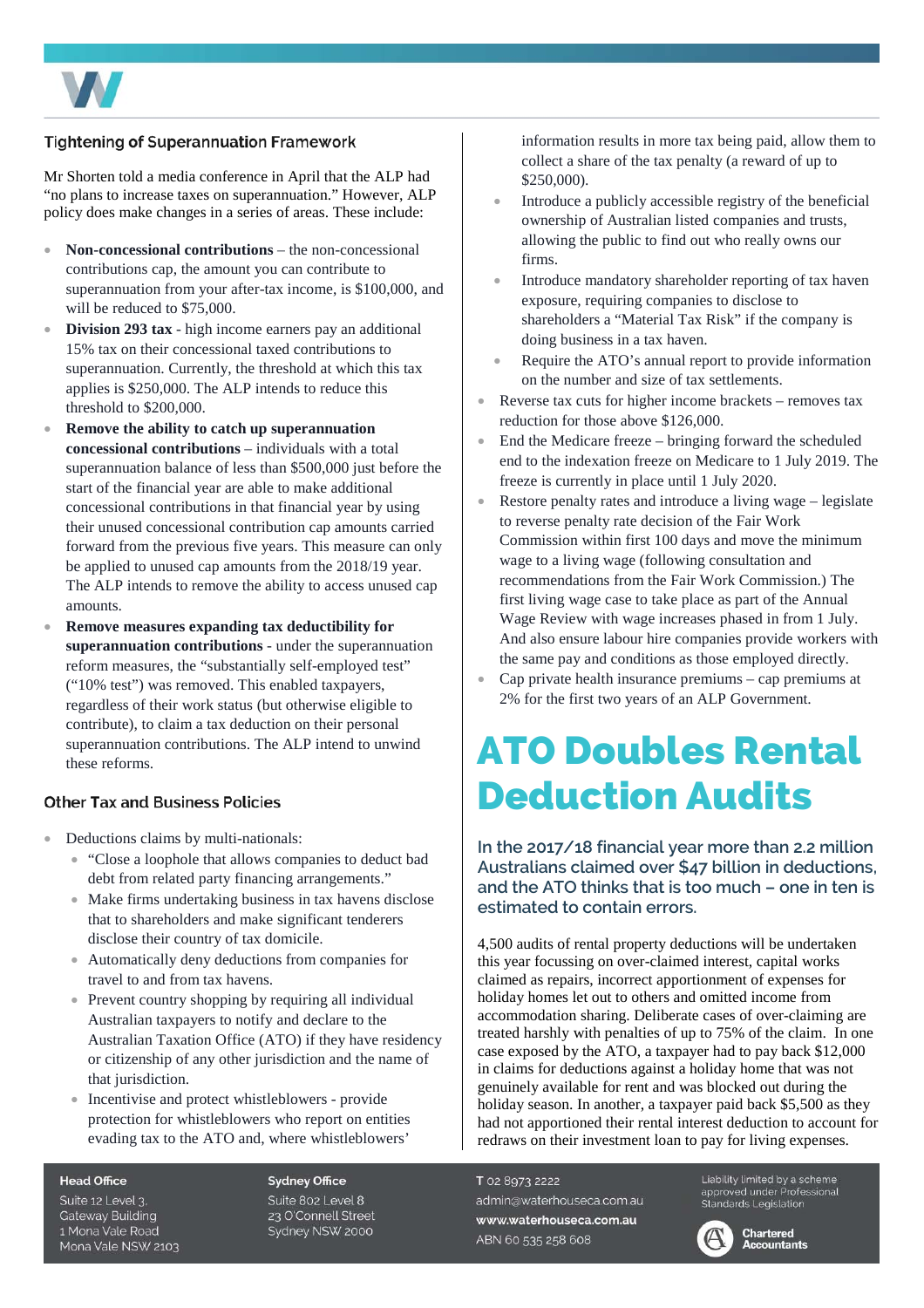### Tightening of Superannuation Framework

Mr Shorten told a media conference in April that the ALP had "no plans to increase taxes on superannuation." However, ALP policy does make changes in a series of areas. These include:

- **Non-concessional contributions** – the non-concessional contributions cap, the amount you can contribute to superannuation from your after-tax income, is $100,000, and will be reduced to $75,000.
- **Division 293 tax** - high income earners pay an additional 15% tax on their concessional taxed contributions to superannuation. Currently, the threshold at which this tax applies is $250,000. The ALP intends to reduce this threshold to $200,000.
- **Remove the ability to catch up superannuation concessional contributions** – individuals with a total superannuation balance of less than $500,000 just before the start of the financial year are able to make additional concessional contributions in that financial year by using their unused concessional contribution cap amounts carried forward from the previous five years. This measure can only be applied to unused cap amounts from the 2018/19 year. The ALP intends to remove the ability to access unused cap amounts.
- **Remove measures expanding tax deductibility for superannuation contributions** - under the superannuation reform measures, the "substantially self-employed test" ("10% test") was removed. This enabled taxpayers, regardless of their work status (but otherwise eligible to contribute), to claim a tax deduction on their personal superannuation contributions. The ALP intend to unwind these reforms.

### Other Tax and Business Policies

- Deductions claims by multi-nationals:
  - "Close a loophole that allows companies to deduct bad debt from related party financing arrangements."
  - Make firms undertaking business in tax havens disclose that to shareholders and make significant tenderers disclose their country of tax domicile.
  - Automatically deny deductions from companies for travel to and from tax havens.
  - Prevent country shopping by requiring all individual Australian taxpayers to notify and declare to the Australian Taxation Office (ATO) if they have residency or citizenship of any other jurisdiction and the name of that jurisdiction.
  - Incentivise and protect whistleblowers - provide protection for whistleblowers who report on entities evading tax to the ATO and, where whistleblowers' information results in more tax being paid, allow them to collect a share of the tax penalty (a reward of up to $250,000).
  - Introduce a publicly accessible registry of the beneficial ownership of Australian listed companies and trusts, allowing the public to find out who really owns our firms.
  - Introduce mandatory shareholder reporting of tax haven exposure, requiring companies to disclose to shareholders a "Material Tax Risk" if the company is doing business in a tax haven.
  - Require the ATO's annual report to provide information on the number and size of tax settlements.
- Reverse tax cuts for higher income brackets – removes tax reduction for those above $126,000.
- End the Medicare freeze – bringing forward the scheduled end to the indexation freeze on Medicare to 1 July 2019. The freeze is currently in place until 1 July 2020.
- Restore penalty rates and introduce a living wage – legislate to reverse penalty rate decision of the Fair Work Commission within first 100 days and move the minimum wage to a living wage (following consultation and recommendations from the Fair Work Commission.) The first living wage case to take place as part of the Annual Wage Review with wage increases phased in from 1 July. And also ensure labour hire companies provide workers with the same pay and conditions as those employed directly.
- Cap private health insurance premiums – cap premiums at 2% for the first two years of an ALP Government.

# ATO Doubles Rental Deduction Audits

**In the 2017/18 financial year more than 2.2 million Australians claimed over $47 billion in deductions, and the ATO thinks that is too much – one in ten is estimated to contain errors.**

4,500 audits of rental property deductions will be undertaken this year focussing on over-claimed interest, capital works claimed as repairs, incorrect apportionment of expenses for holiday homes let out to others and omitted income from accommodation sharing. Deliberate cases of over-claiming are treated harshly with penalties of up to 75% of the claim. In one case exposed by the ATO, a taxpayer had to pay back $12,000 in claims for deductions against a holiday home that was not genuinely available for rent and was blocked out during the holiday season. In another, a taxpayer paid back $5,500 as they had not apportioned their rental interest deduction to account for redraws on their investment loan to pay for living expenses.